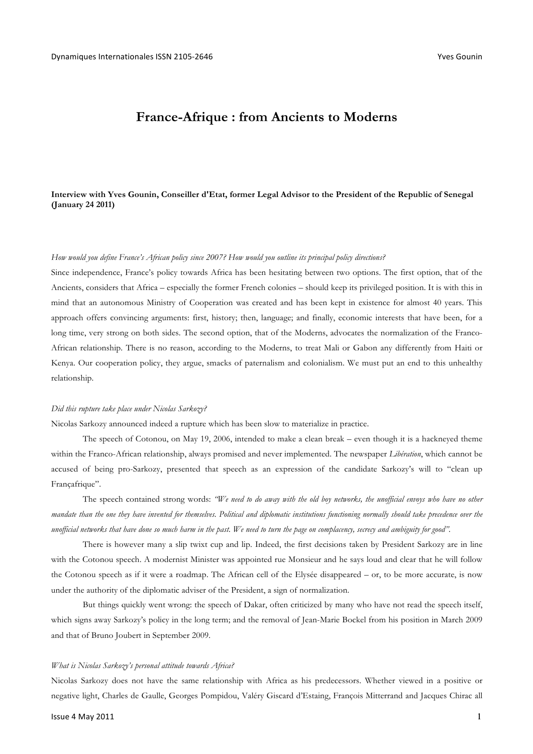# France-Afrique : from Ancients to Moderns

**Interview with Yves Gounin, Conseiller d'Etat, former Legal Advisor to the President of the Republic of Senegal (January 24 2011)**

*How would you define France's African policy since 2007? How would you outline its principal policy directions?*

Since independence, France's policy towards Africa has been hesitating between two options. The first option, that of the Ancients, considers that Africa – especially the former French colonies – should keep its privileged position. It is with this in mind that an autonomous Ministry of Cooperation was created and has been kept in existence for almost 40 years. This approach offers convincing arguments: first, history; then, language; and finally, economic interests that have been, for a long time, very strong on both sides. The second option, that of the Moderns, advocates the normalization of the Franco-African relationship. There is no reason, according to the Moderns, to treat Mali or Gabon any differently from Haiti or Kenya. Our cooperation policy, they argue, smacks of paternalism and colonialism. We must put an end to this unhealthy relationship.

*Did this rupture take place under Nicolas Sarkozy?*

Nicolas Sarkozy announced indeed a rupture which has been slow to materialize in practice.

The speech of Cotonou, on May 19, 2006, intended to make a clean break – even though it is a hackneyed theme within the Franco-African relationship, always promised and never implemented. The newspaper *Libération*, which cannot be accused of being pro-Sarkozy, presented that speech as an expression of the candidate Sarkozy's will to "clean up Françafrique".

The speech contained strong words: *"We need to do away with the old boy networks, the unofficial envoys who have no other mandate than the one they have invented for themselves. Political and diplomatic institutions functioning normally should take precedence over the unofficial networks that have done so much harm in the past. We need to turn the page on complacency, secrecy and ambiguity for good"*.

There is however many a slip twixt cup and lip. Indeed, the first decisions taken by President Sarkozy are in line with the Cotonou speech. A modernist Minister was appointed rue Monsieur and he says loud and clear that he will follow the Cotonou speech as if it were a roadmap. The African cell of the Elysée disappeared – or, to be more accurate, is now under the authority of the diplomatic adviser of the President, a sign of normalization.

But things quickly went wrong: the speech of Dakar, often criticized by many who have not read the speech itself, which signs away Sarkozy's policy in the long term; and the removal of Jean-Marie Bockel from his position in March 2009 and that of Bruno Joubert in September 2009.

*What is Nicolas Sarkozy's personal attitude towards Africa?*

Nicolas Sarkozy does not have the same relationship with Africa as his predecessors. Whether viewed in a positive or negative light, Charles de Gaulle, Georges Pompidou, Valéry Giscard d'Estaing, François Mitterrand and Jacques Chirac all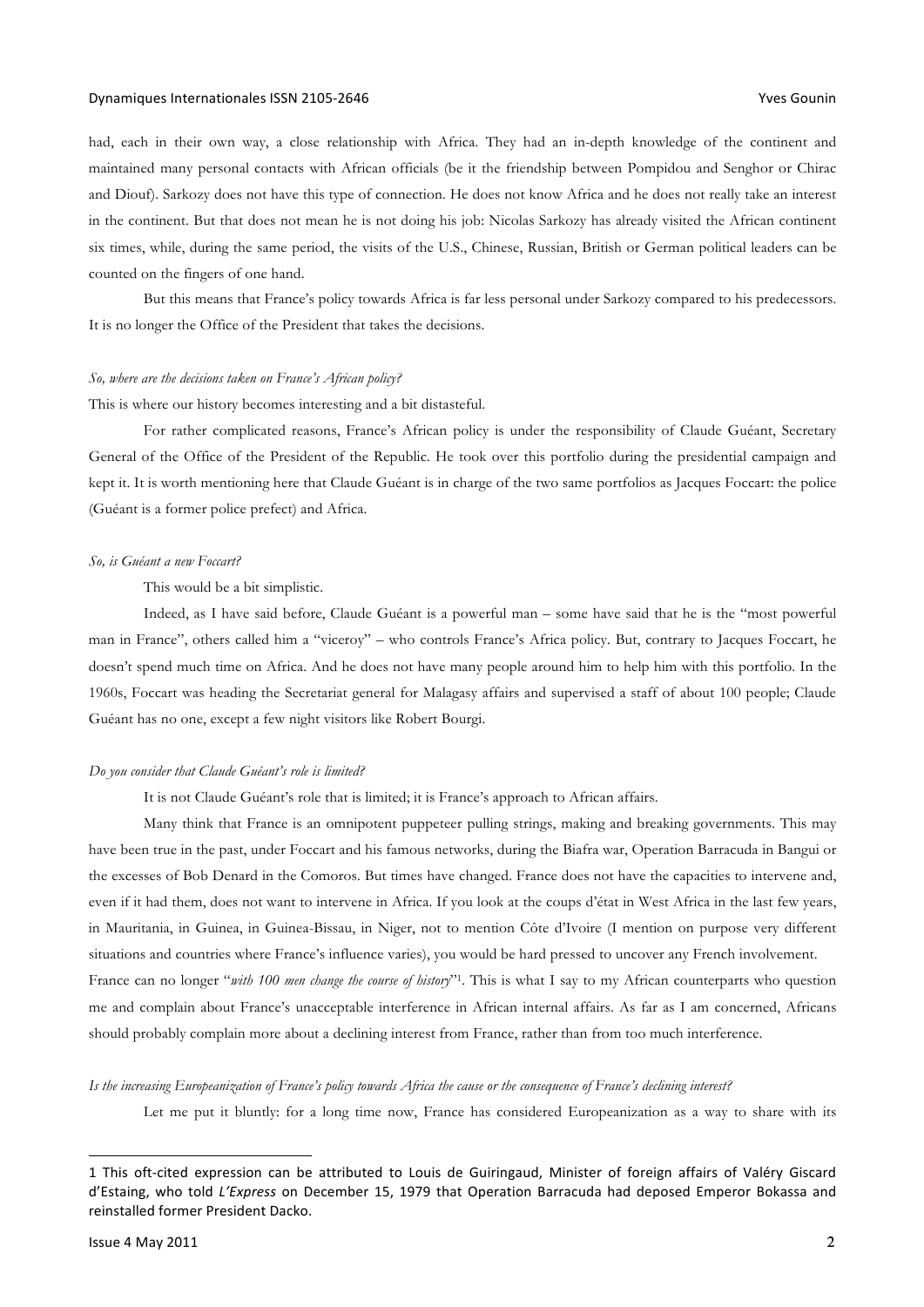had, each in their own way, a close relationship with Africa. They had an in-depth knowledge of the continent and maintained many personal contacts with African officials (be it the friendship between Pompidou and Senghor or Chirac and Diouf). Sarkozy does not have this type of connection. He does not know Africa and he does not really take an interest in the continent. But that does not mean he is not doing his job: Nicolas Sarkozy has already visited the African continent six times, while, during the same period, the visits of the U.S., Chinese, Russian, British or German political leaders can be counted on the fingers of one hand.

But this means that France's policy towards Africa is far less personal under Sarkozy compared to his predecessors. It is no longer the Office of the President that takes the decisions.

*So, where are the decisions taken on France's African policy?*

This is where our history becomes interesting and a bit distasteful.

For rather complicated reasons, France's African policy is under the responsibility of Claude Guéant, Secretary General of the Office of the President of the Republic. He took over this portfolio during the presidential campaign and kept it. It is worth mentioning here that Claude Guéant is in charge of the two same portfolios as Jacques Foccart: the police (Guéant is a former police prefect) and Africa.

*So, is Guéant a new Foccart?*

This would be a bit simplistic.

Indeed, as I have said before, Claude Guéant is a powerful man – some have said that he is the "most powerful man in France", others called him a "viceroy" – who controls France's Africa policy. But, contrary to Jacques Foccart, he doesn't spend much time on Africa. And he does not have many people around him to help him with this portfolio. In the 1960s, Foccart was heading the Secretariat general for Malagasy affairs and supervised a staff of about 100 people; Claude Guéant has no one, except a few night visitors like Robert Bourgi.

*Do you consider that Claude Guéant's role is limited?*

It is not Claude Guéant's role that is limited; it is France's approach to African affairs.

Many think that France is an omnipotent puppeteer pulling strings, making and breaking governments. This may have been true in the past, under Foccart and his famous networks, during the Biafra war, Operation Barracuda in Bangui or the excesses of Bob Denard in the Comoros. But times have changed. France does not have the capacities to intervene and, even if it had them, does not want to intervene in Africa. If you look at the coups d'état in West Africa in the last few years, in Mauritania, in Guinea, in Guinea-Bissau, in Niger, not to mention Côte d'Ivoire (I mention on purpose very different situations and countries where France's influence varies), you would be hard pressed to uncover any French involvement.

France can no longer "*with 100 men change the course of history*"[1]. This is what I say to my African counterparts who question me and complain about France's unacceptable interference in African internal affairs. As far as I am concerned, Africans should probably complain more about a declining interest from France, rather than from too much interference.

*Is the increasing Europeanization of France's policy towards Africa the cause or the consequence of France's declining interest?*

Let me put it bluntly: for a long time now, France has considered Europeanization as a way to share with its

---

[1] This oft-cited expression can be attributed to Louis de Guiringaud, Minister of foreign affairs of Valéry Giscard d'Estaing, who told *L'Express* on December 15, 1979 that Operation Barracuda had deposed Emperor Bokassa and reinstalled former President Dacko.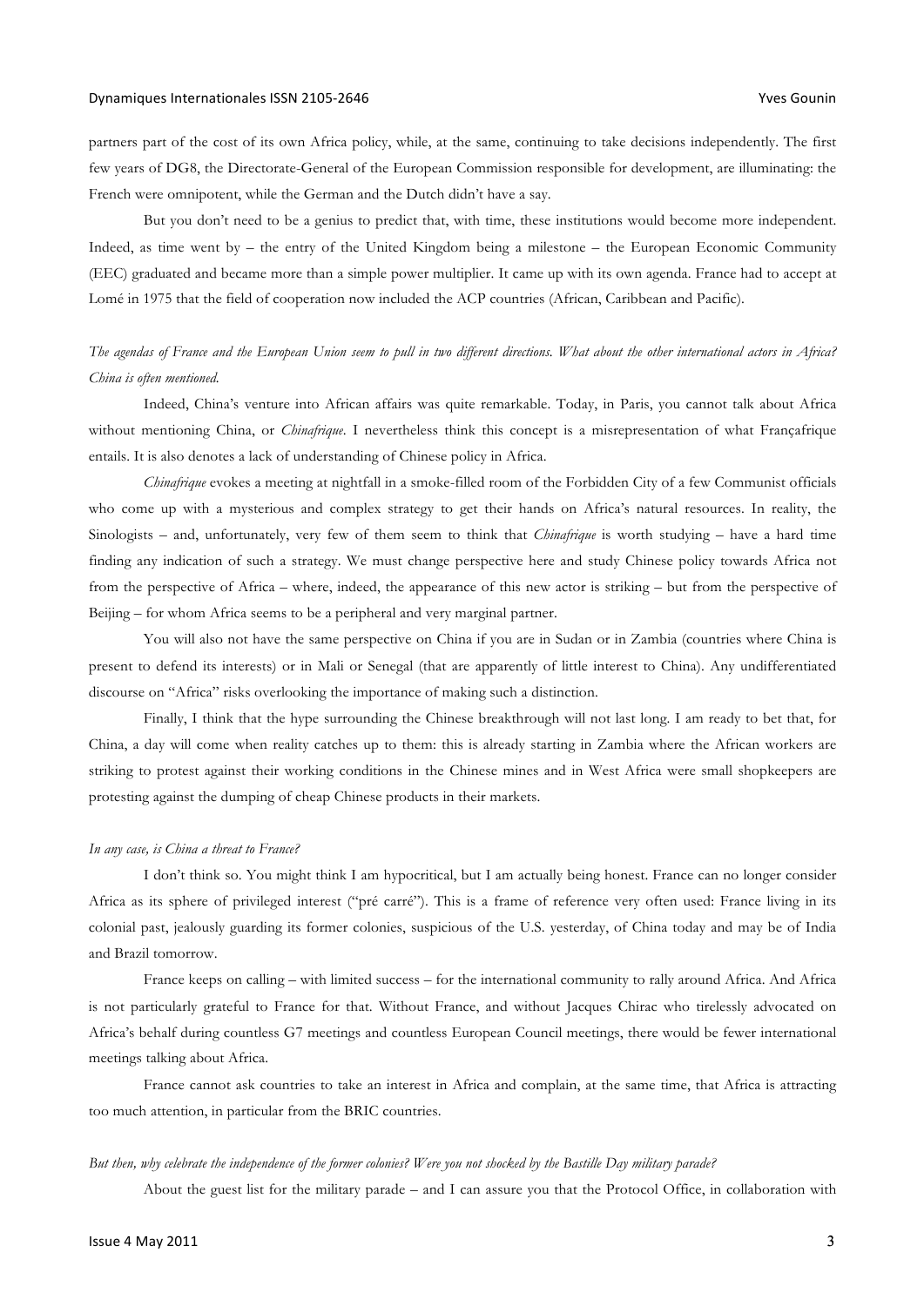partners part of the cost of its own Africa policy, while, at the same, continuing to take decisions independently. The first few years of DG8, the Directorate-General of the European Commission responsible for development, are illuminating: the French were omnipotent, while the German and the Dutch didn't have a say.

But you don't need to be a genius to predict that, with time, these institutions would become more independent. Indeed, as time went by – the entry of the United Kingdom being a milestone – the European Economic Community (EEC) graduated and became more than a simple power multiplier. It came up with its own agenda. France had to accept at Lomé in 1975 that the field of cooperation now included the ACP countries (African, Caribbean and Pacific).

*The agendas of France and the European Union seem to pull in two different directions. What about the other international actors in Africa? China is often mentioned.*

Indeed, China's venture into African affairs was quite remarkable. Today, in Paris, you cannot talk about Africa without mentioning China, or *Chinafrique*. I nevertheless think this concept is a misrepresentation of what Françafrique entails. It is also denotes a lack of understanding of Chinese policy in Africa.

*Chinafrique* evokes a meeting at nightfall in a smoke-filled room of the Forbidden City of a few Communist officials who come up with a mysterious and complex strategy to get their hands on Africa's natural resources. In reality, the Sinologists – and, unfortunately, very few of them seem to think that *Chinafrique* is worth studying – have a hard time finding any indication of such a strategy. We must change perspective here and study Chinese policy towards Africa not from the perspective of Africa – where, indeed, the appearance of this new actor is striking – but from the perspective of Beijing – for whom Africa seems to be a peripheral and very marginal partner.

You will also not have the same perspective on China if you are in Sudan or in Zambia (countries where China is present to defend its interests) or in Mali or Senegal (that are apparently of little interest to China). Any undifferentiated discourse on "Africa" risks overlooking the importance of making such a distinction.

Finally, I think that the hype surrounding the Chinese breakthrough will not last long. I am ready to bet that, for China, a day will come when reality catches up to them: this is already starting in Zambia where the African workers are striking to protest against their working conditions in the Chinese mines and in West Africa were small shopkeepers are protesting against the dumping of cheap Chinese products in their markets.

*In any case, is China a threat to France?*

I don't think so. You might think I am hypocritical, but I am actually being honest. France can no longer consider Africa as its sphere of privileged interest ("pré carré"). This is a frame of reference very often used: France living in its colonial past, jealously guarding its former colonies, suspicious of the U.S. yesterday, of China today and may be of India and Brazil tomorrow.

France keeps on calling – with limited success – for the international community to rally around Africa. And Africa is not particularly grateful to France for that. Without France, and without Jacques Chirac who tirelessly advocated on Africa's behalf during countless G7 meetings and countless European Council meetings, there would be fewer international meetings talking about Africa.

France cannot ask countries to take an interest in Africa and complain, at the same time, that Africa is attracting too much attention, in particular from the BRIC countries.

*But then, why celebrate the independence of the former colonies? Were you not shocked by the Bastille Day military parade?*

About the guest list for the military parade – and I can assure you that the Protocol Office, in collaboration with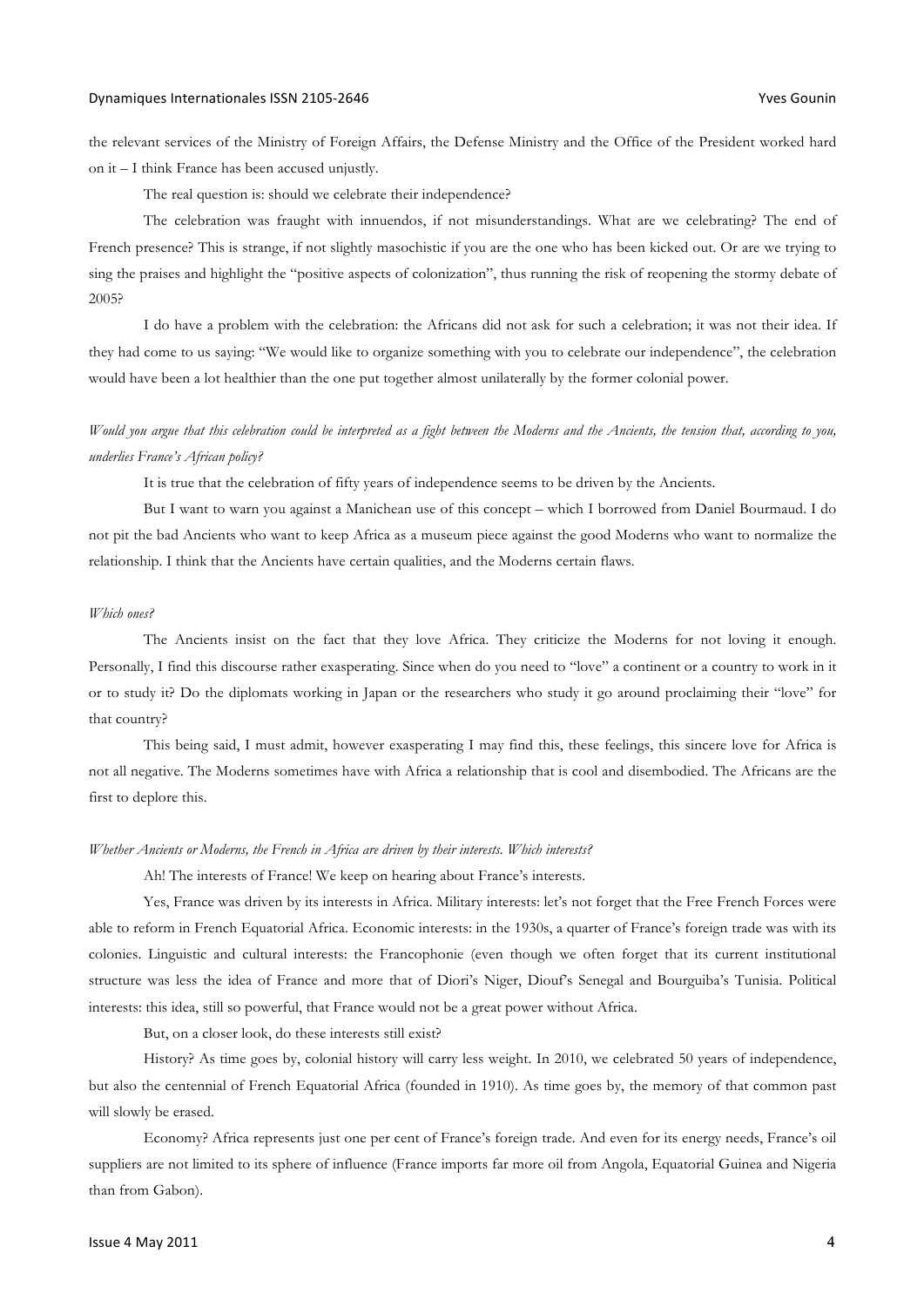the relevant services of the Ministry of Foreign Affairs, the Defense Ministry and the Office of the President worked hard on it – I think France has been accused unjustly.

The real question is: should we celebrate their independence?

The celebration was fraught with innuendos, if not misunderstandings. What are we celebrating? The end of French presence? This is strange, if not slightly masochistic if you are the one who has been kicked out. Or are we trying to sing the praises and highlight the "positive aspects of colonization", thus running the risk of reopening the stormy debate of 2005?

I do have a problem with the celebration: the Africans did not ask for such a celebration; it was not their idea. If they had come to us saying: "We would like to organize something with you to celebrate our independence", the celebration would have been a lot healthier than the one put together almost unilaterally by the former colonial power.

*Would you argue that this celebration could be interpreted as a fight between the Moderns and the Ancients, the tension that, according to you, underlies France's African policy?*

It is true that the celebration of fifty years of independence seems to be driven by the Ancients.

But I want to warn you against a Manichean use of this concept – which I borrowed from Daniel Bourmaud. I do not pit the bad Ancients who want to keep Africa as a museum piece against the good Moderns who want to normalize the relationship. I think that the Ancients have certain qualities, and the Moderns certain flaws.

*Which ones?*

The Ancients insist on the fact that they love Africa. They criticize the Moderns for not loving it enough. Personally, I find this discourse rather exasperating. Since when do you need to "love" a continent or a country to work in it or to study it? Do the diplomats working in Japan or the researchers who study it go around proclaiming their "love" for that country?

This being said, I must admit, however exasperating I may find this, these feelings, this sincere love for Africa is not all negative. The Moderns sometimes have with Africa a relationship that is cool and disembodied. The Africans are the first to deplore this.

*Whether Ancients or Moderns, the French in Africa are driven by their interests. Which interests?*

Ah! The interests of France! We keep on hearing about France's interests.

Yes, France was driven by its interests in Africa. Military interests: let's not forget that the Free French Forces were able to reform in French Equatorial Africa. Economic interests: in the 1930s, a quarter of France's foreign trade was with its colonies. Linguistic and cultural interests: the Francophonie (even though we often forget that its current institutional structure was less the idea of France and more that of Diori's Niger, Diouf's Senegal and Bourguiba's Tunisia. Political interests: this idea, still so powerful, that France would not be a great power without Africa.

But, on a closer look, do these interests still exist?

History? As time goes by, colonial history will carry less weight. In 2010, we celebrated 50 years of independence, but also the centennial of French Equatorial Africa (founded in 1910). As time goes by, the memory of that common past will slowly be erased.

Economy? Africa represents just one per cent of France's foreign trade. And even for its energy needs, France's oil suppliers are not limited to its sphere of influence (France imports far more oil from Angola, Equatorial Guinea and Nigeria than from Gabon).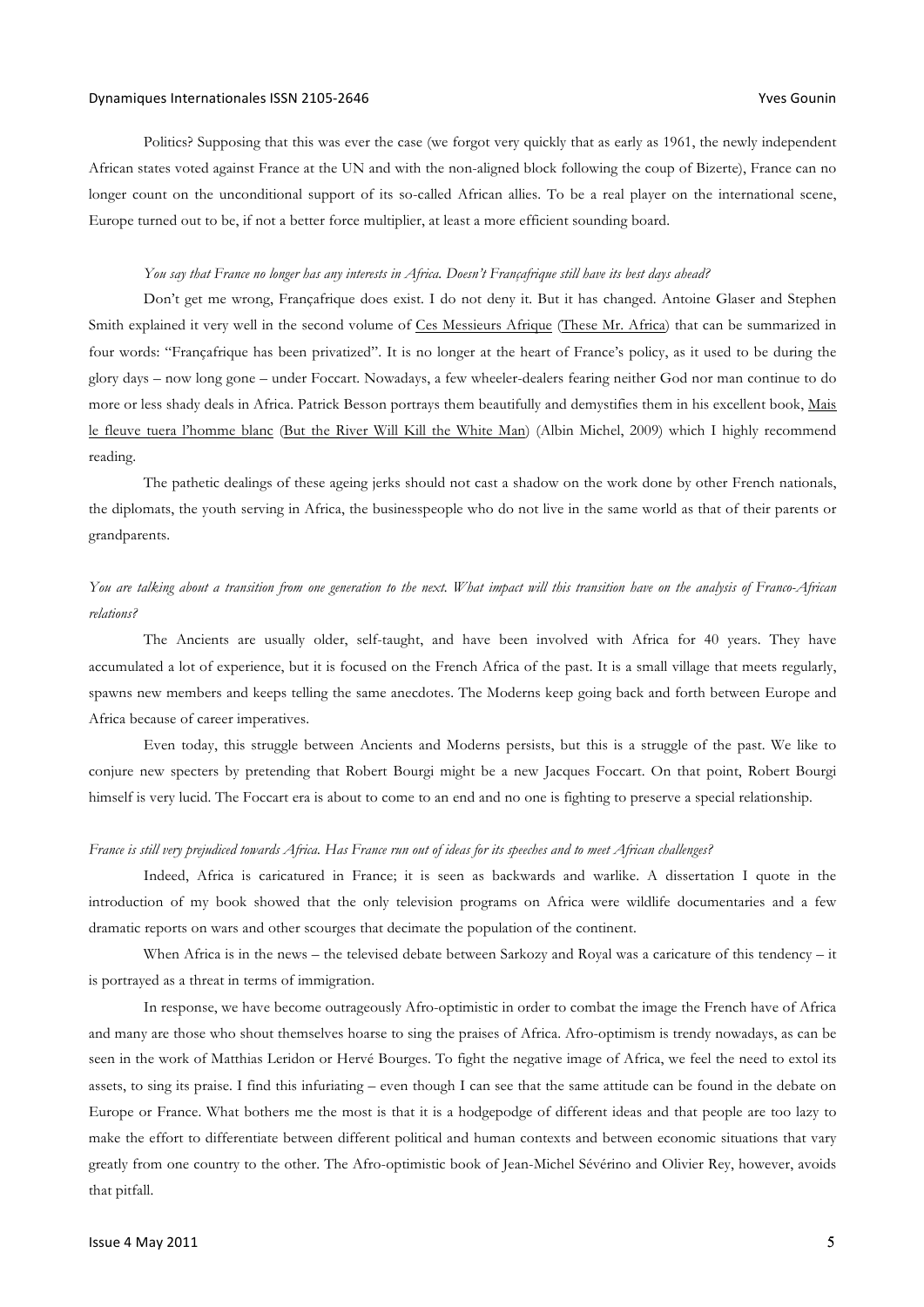Politics? Supposing that this was ever the case (we forgot very quickly that as early as 1961, the newly independent African states voted against France at the UN and with the non-aligned block following the coup of Bizerte), France can no longer count on the unconditional support of its so-called African allies. To be a real player on the international scene, Europe turned out to be, if not a better force multiplier, at least a more efficient sounding board.

*You say that France no longer has any interests in Africa. Doesn't Françafrique still have its best days ahead?*

Don't get me wrong, Françafrique does exist. I do not deny it. But it has changed. Antoine Glaser and Stephen Smith explained it very well in the second volume of Ces Messieurs Afrique (These Mr. Africa) that can be summarized in four words: "Françafrique has been privatized". It is no longer at the heart of France's policy, as it used to be during the glory days – now long gone – under Foccart. Nowadays, a few wheeler-dealers fearing neither God nor man continue to do more or less shady deals in Africa. Patrick Besson portrays them beautifully and demystifies them in his excellent book, Mais le fleuve tuera l'homme blanc (But the River Will Kill the White Man) (Albin Michel, 2009) which I highly recommend reading.

The pathetic dealings of these ageing jerks should not cast a shadow on the work done by other French nationals, the diplomats, the youth serving in Africa, the businesspeople who do not live in the same world as that of their parents or grandparents.

*You are talking about a transition from one generation to the next. What impact will this transition have on the analysis of Franco-African relations?*

The Ancients are usually older, self-taught, and have been involved with Africa for 40 years. They have accumulated a lot of experience, but it is focused on the French Africa of the past. It is a small village that meets regularly, spawns new members and keeps telling the same anecdotes. The Moderns keep going back and forth between Europe and Africa because of career imperatives.

Even today, this struggle between Ancients and Moderns persists, but this is a struggle of the past. We like to conjure new specters by pretending that Robert Bourgi might be a new Jacques Foccart. On that point, Robert Bourgi himself is very lucid. The Foccart era is about to come to an end and no one is fighting to preserve a special relationship.

*France is still very prejudiced towards Africa. Has France run out of ideas for its speeches and to meet African challenges?*

Indeed, Africa is caricatured in France; it is seen as backwards and warlike. A dissertation I quote in the introduction of my book showed that the only television programs on Africa were wildlife documentaries and a few dramatic reports on wars and other scourges that decimate the population of the continent.

When Africa is in the news – the televised debate between Sarkozy and Royal was a caricature of this tendency – it is portrayed as a threat in terms of immigration.

In response, we have become outrageously Afro-optimistic in order to combat the image the French have of Africa and many are those who shout themselves hoarse to sing the praises of Africa. Afro-optimism is trendy nowadays, as can be seen in the work of Matthias Leridon or Hervé Bourges. To fight the negative image of Africa, we feel the need to extol its assets, to sing its praise. I find this infuriating – even though I can see that the same attitude can be found in the debate on Europe or France. What bothers me the most is that it is a hodgepodge of different ideas and that people are too lazy to make the effort to differentiate between different political and human contexts and between economic situations that vary greatly from one country to the other. The Afro-optimistic book of Jean-Michel Sévérino and Olivier Rey, however, avoids that pitfall.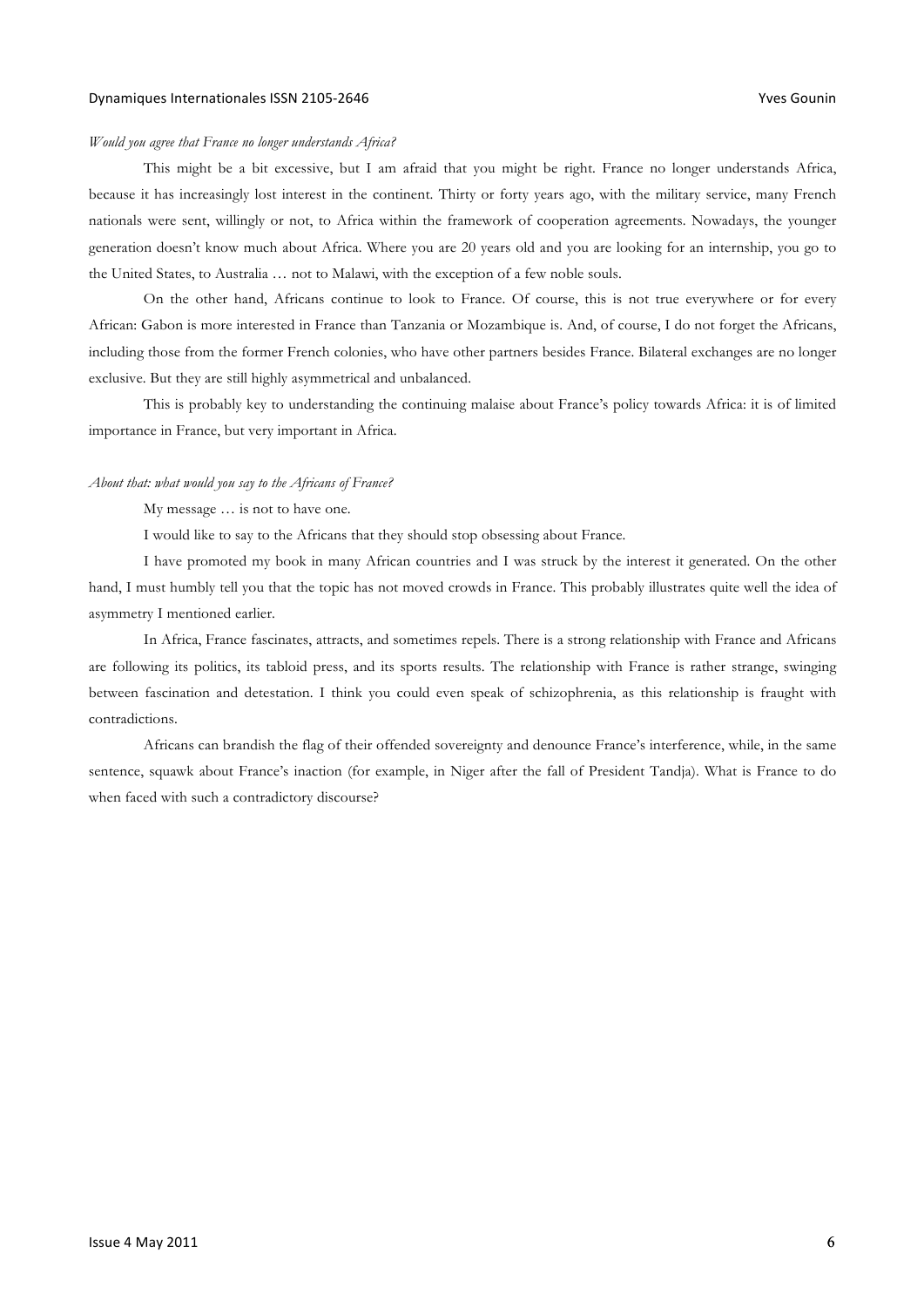*Would you agree that France no longer understands Africa?*

This might be a bit excessive, but I am afraid that you might be right. France no longer understands Africa, because it has increasingly lost interest in the continent. Thirty or forty years ago, with the military service, many French nationals were sent, willingly or not, to Africa within the framework of cooperation agreements. Nowadays, the younger generation doesn't know much about Africa. Where you are 20 years old and you are looking for an internship, you go to the United States, to Australia … not to Malawi, with the exception of a few noble souls.

On the other hand, Africans continue to look to France. Of course, this is not true everywhere or for every African: Gabon is more interested in France than Tanzania or Mozambique is. And, of course, I do not forget the Africans, including those from the former French colonies, who have other partners besides France. Bilateral exchanges are no longer exclusive. But they are still highly asymmetrical and unbalanced.

This is probably key to understanding the continuing malaise about France's policy towards Africa: it is of limited importance in France, but very important in Africa.

*About that: what would you say to the Africans of France?*

My message … is not to have one.

I would like to say to the Africans that they should stop obsessing about France.

I have promoted my book in many African countries and I was struck by the interest it generated. On the other hand, I must humbly tell you that the topic has not moved crowds in France. This probably illustrates quite well the idea of asymmetry I mentioned earlier.

In Africa, France fascinates, attracts, and sometimes repels. There is a strong relationship with France and Africans are following its politics, its tabloid press, and its sports results. The relationship with France is rather strange, swinging between fascination and detestation. I think you could even speak of schizophrenia, as this relationship is fraught with contradictions.

Africans can brandish the flag of their offended sovereignty and denounce France's interference, while, in the same sentence, squawk about France's inaction (for example, in Niger after the fall of President Tandja). What is France to do when faced with such a contradictory discourse?